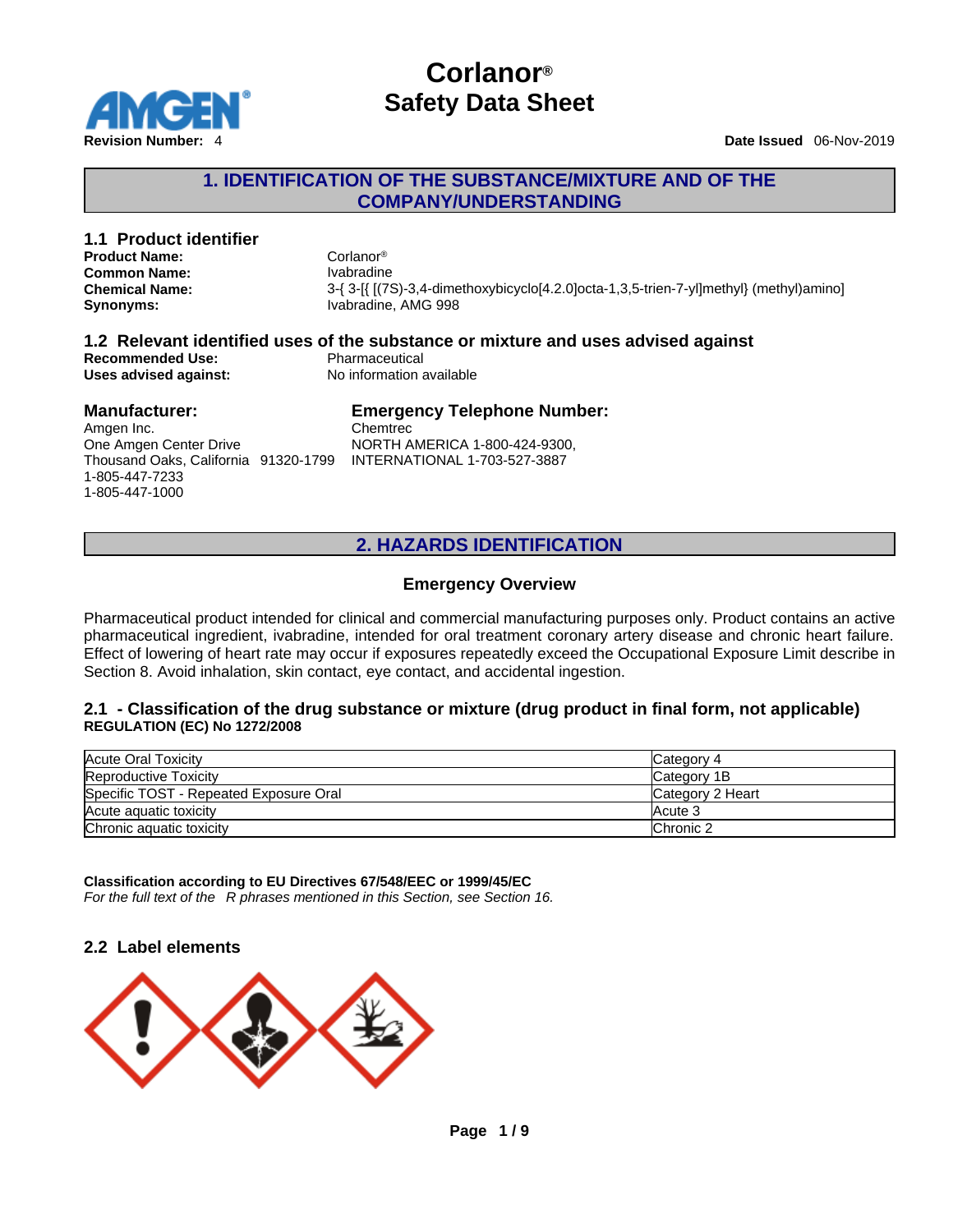# Corlanor®
# Safety Data Sheet

**Revision Number:** 4

**Date Issued** 06-Nov-2019

## 1. IDENTIFICATION OF THE SUBSTANCE/MIXTURE AND OF THE COMPANY/UNDERSTANDING

### 1.1 Product identifier

**Product Name:** Corlanor®
**Common Name:** Ivabradine
**Chemical Name:** 3-{ 3-[{ [(7S)-3,4-dimethoxybicyclo[4.2.0]octa-1,3,5-trien-7-yl]methyl} (methyl)amino]
**Synonyms:** Ivabradine, AMG 998

### 1.2 Relevant identified uses of the substance or mixture and uses advised against

**Recommended Use:** Pharmaceutical
**Uses advised against:** No information available

### Manufacturer:

Amgen Inc.
One Amgen Center Drive
Thousand Oaks, California 91320-1799
1-805-447-7233
1-805-447-1000

### Emergency Telephone Number:

Chemtrec
NORTH AMERICA 1-800-424-9300,
INTERNATIONAL 1-703-527-3887

## 2. HAZARDS IDENTIFICATION

### Emergency Overview

Pharmaceutical product intended for clinical and commercial manufacturing purposes only. Product contains an active pharmaceutical ingredient, ivabradine, intended for oral treatment coronary artery disease and chronic heart failure. Effect of lowering of heart rate may occur if exposures repeatedly exceed the Occupational Exposure Limit describe in Section 8. Avoid inhalation, skin contact, eye contact, and accidental ingestion.

### 2.1 - Classification of the drug substance or mixture (drug product in final form, not applicable)

**REGULATION (EC) No 1272/2008**

| | |
|---|---|
| Acute Oral Toxicity | Category 4 |
| Reproductive Toxicity | Category 1B |
| Specific TOST - Repeated Exposure Oral | Category 2 Heart |
| Acute aquatic toxicity | Acute 3 |
| Chronic aquatic toxicity | Chronic 2 |

**Classification according to EU Directives 67/548/EEC or 1999/45/EC**
*For the full text of the R phrases mentioned in this Section, see Section 16.*

### 2.2 Label elements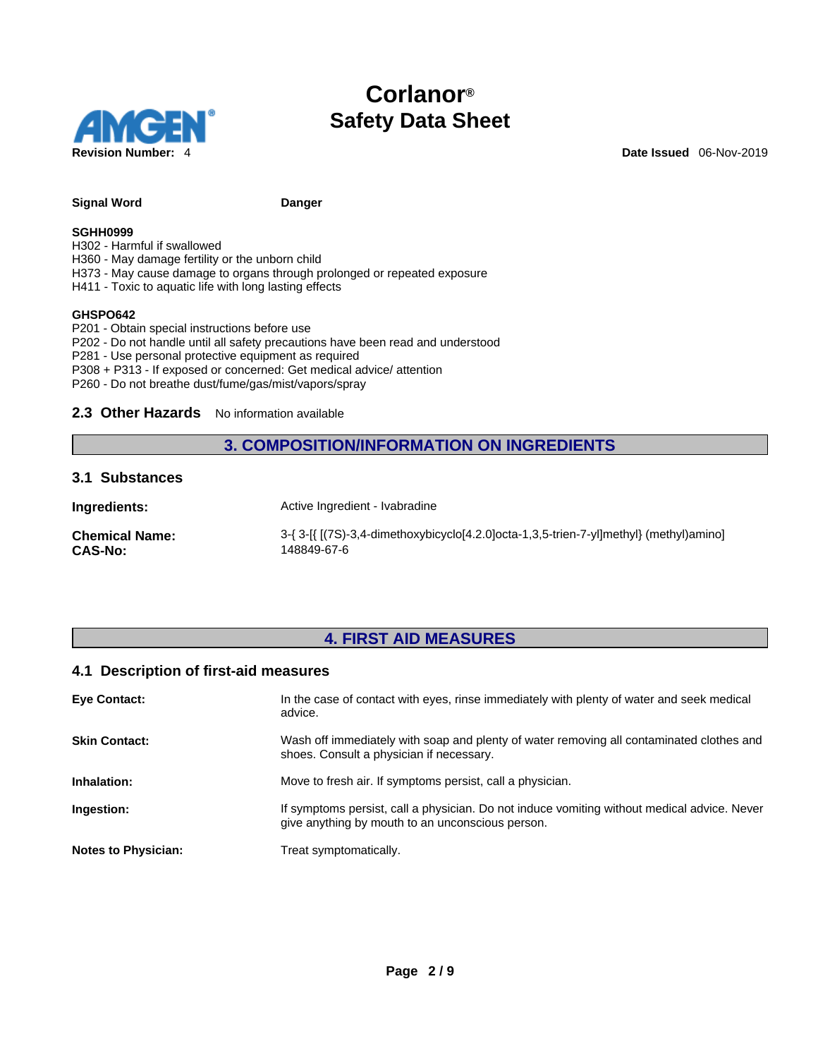**Signal Word** Danger

**SGHH0999**
H302 - Harmful if swallowed
H360 - May damage fertility or the unborn child
H373 - May cause damage to organs through prolonged or repeated exposure
H411 - Toxic to aquatic life with long lasting effects

**GHSPO642**
P201 - Obtain special instructions before use
P202 - Do not handle until all safety precautions have been read and understood
P281 - Use personal protective equipment as required
P308 + P313 - If exposed or concerned: Get medical advice/ attention
P260 - Do not breathe dust/fume/gas/mist/vapors/spray

### 2.3 Other Hazards

No information available

## 3. COMPOSITION/INFORMATION ON INGREDIENTS

### 3.1 Substances

**Ingredients:** Active Ingredient - Ivabradine

**Chemical Name:** 3-{ 3-[{ [(7S)-3,4-dimethoxybicyclo[4.2.0]octa-1,3,5-trien-7-yl]methyl} (methyl)amino]

**CAS-No:** 148849-67-6

## 4. FIRST AID MEASURES

### 4.1 Description of first-aid measures

**Eye Contact:** In the case of contact with eyes, rinse immediately with plenty of water and seek medical advice.

**Skin Contact:** Wash off immediately with soap and plenty of water removing all contaminated clothes and shoes. Consult a physician if necessary.

**Inhalation:** Move to fresh air. If symptoms persist, call a physician.

**Ingestion:** If symptoms persist, call a physician. Do not induce vomiting without medical advice. Never give anything by mouth to an unconscious person.

**Notes to Physician:** Treat symptomatically.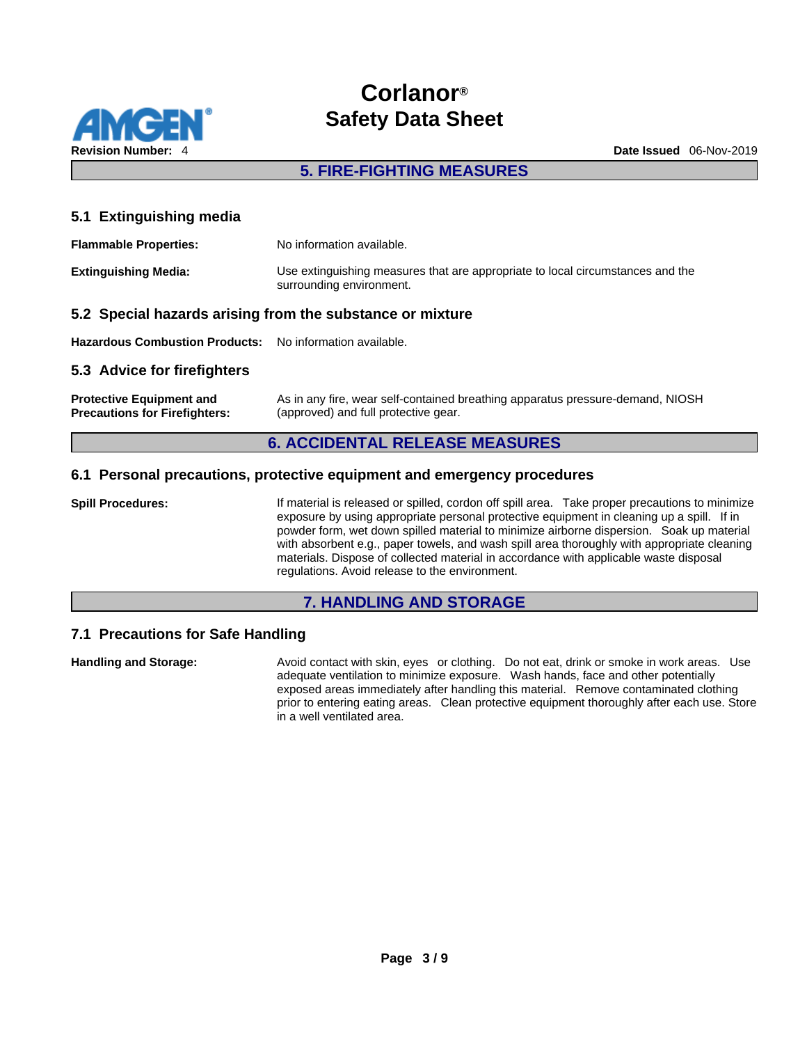## 5. FIRE-FIGHTING MEASURES

### 5.1 Extinguishing media

**Flammable Properties:** No information available.

**Extinguishing Media:** Use extinguishing measures that are appropriate to local circumstances and the surrounding environment.

### 5.2 Special hazards arising from the substance or mixture

**Hazardous Combustion Products:** No information available.

### 5.3 Advice for firefighters

**Protective Equipment and Precautions for Firefighters:** As in any fire, wear self-contained breathing apparatus pressure-demand, NIOSH (approved) and full protective gear.

## 6. ACCIDENTAL RELEASE MEASURES

### 6.1 Personal precautions, protective equipment and emergency procedures

**Spill Procedures:** If material is released or spilled, cordon off spill area. Take proper precautions to minimize exposure by using appropriate personal protective equipment in cleaning up a spill. If in powder form, wet down spilled material to minimize airborne dispersion. Soak up material with absorbent e.g., paper towels, and wash spill area thoroughly with appropriate cleaning materials. Dispose of collected material in accordance with applicable waste disposal regulations. Avoid release to the environment.

## 7. HANDLING AND STORAGE

### 7.1 Precautions for Safe Handling

**Handling and Storage:** Avoid contact with skin, eyes or clothing. Do not eat, drink or smoke in work areas. Use adequate ventilation to minimize exposure. Wash hands, face and other potentially exposed areas immediately after handling this material. Remove contaminated clothing prior to entering eating areas. Clean protective equipment thoroughly after each use. Store in a well ventilated area.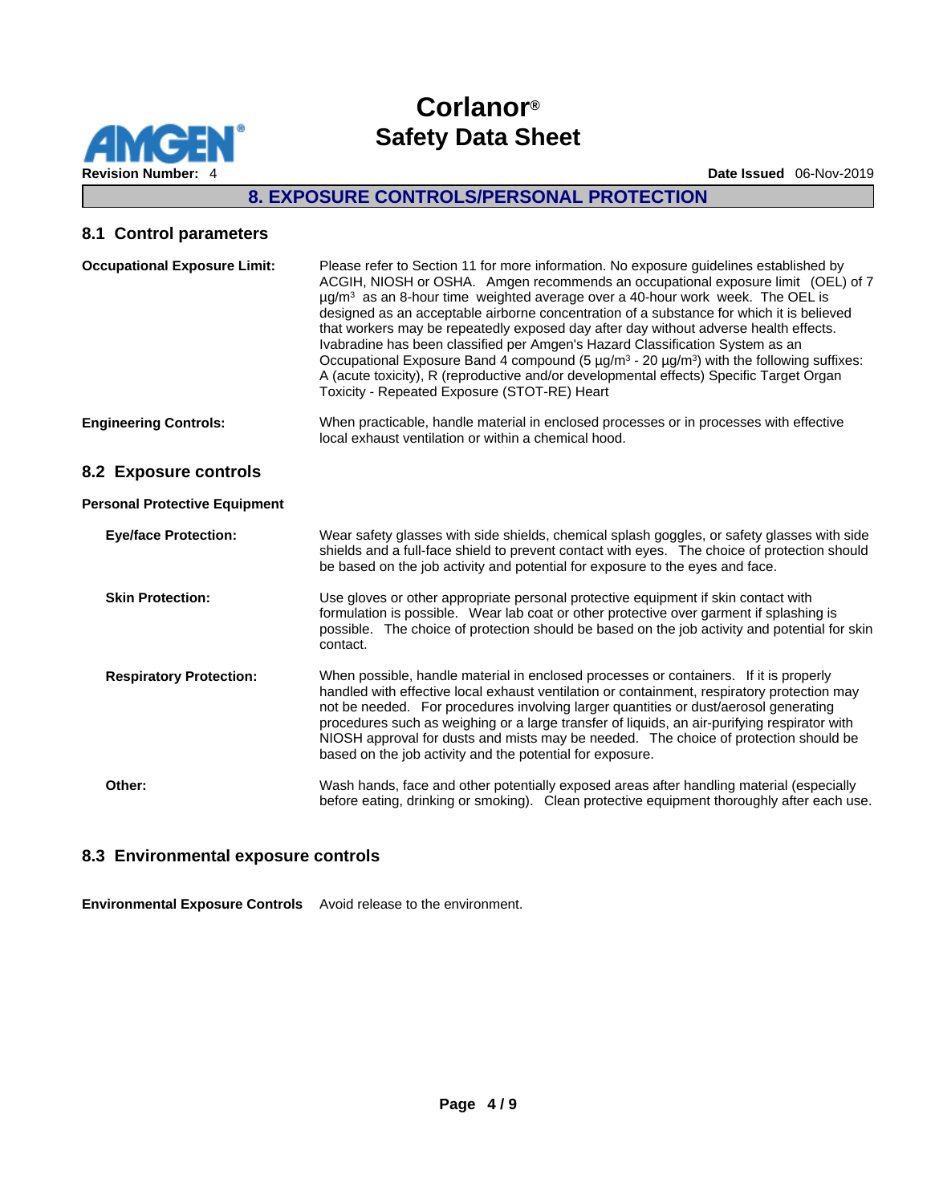## 8. EXPOSURE CONTROLS/PERSONAL PROTECTION

### 8.1 Control parameters

**Occupational Exposure Limit:** Please refer to Section 11 for more information. No exposure guidelines established by ACGIH, NIOSH or OSHA. Amgen recommends an occupational exposure limit (OEL) of 7 µg/m³ as an 8-hour time weighted average over a 40-hour work week. The OEL is designed as an acceptable airborne concentration of a substance for which it is believed that workers may be repeatedly exposed day after day without adverse health effects. Ivabradine has been classified per Amgen's Hazard Classification System as an Occupational Exposure Band 4 compound (5 µg/m³ - 20 µg/m³) with the following suffixes: A (acute toxicity), R (reproductive and/or developmental effects) Specific Target Organ Toxicity - Repeated Exposure (STOT-RE) Heart

**Engineering Controls:** When practicable, handle material in enclosed processes or in processes with effective local exhaust ventilation or within a chemical hood.

### 8.2 Exposure controls

**Personal Protective Equipment**

**Eye/face Protection:** Wear safety glasses with side shields, chemical splash goggles, or safety glasses with side shields and a full-face shield to prevent contact with eyes. The choice of protection should be based on the job activity and potential for exposure to the eyes and face.

**Skin Protection:** Use gloves or other appropriate personal protective equipment if skin contact with formulation is possible. Wear lab coat or other protective over garment if splashing is possible. The choice of protection should be based on the job activity and potential for skin contact.

**Respiratory Protection:** When possible, handle material in enclosed processes or containers. If it is properly handled with effective local exhaust ventilation or containment, respiratory protection may not be needed. For procedures involving larger quantities or dust/aerosol generating procedures such as weighing or a large transfer of liquids, an air-purifying respirator with NIOSH approval for dusts and mists may be needed. The choice of protection should be based on the job activity and the potential for exposure.

**Other:** Wash hands, face and other potentially exposed areas after handling material (especially before eating, drinking or smoking). Clean protective equipment thoroughly after each use.

### 8.3 Environmental exposure controls

**Environmental Exposure Controls** Avoid release to the environment.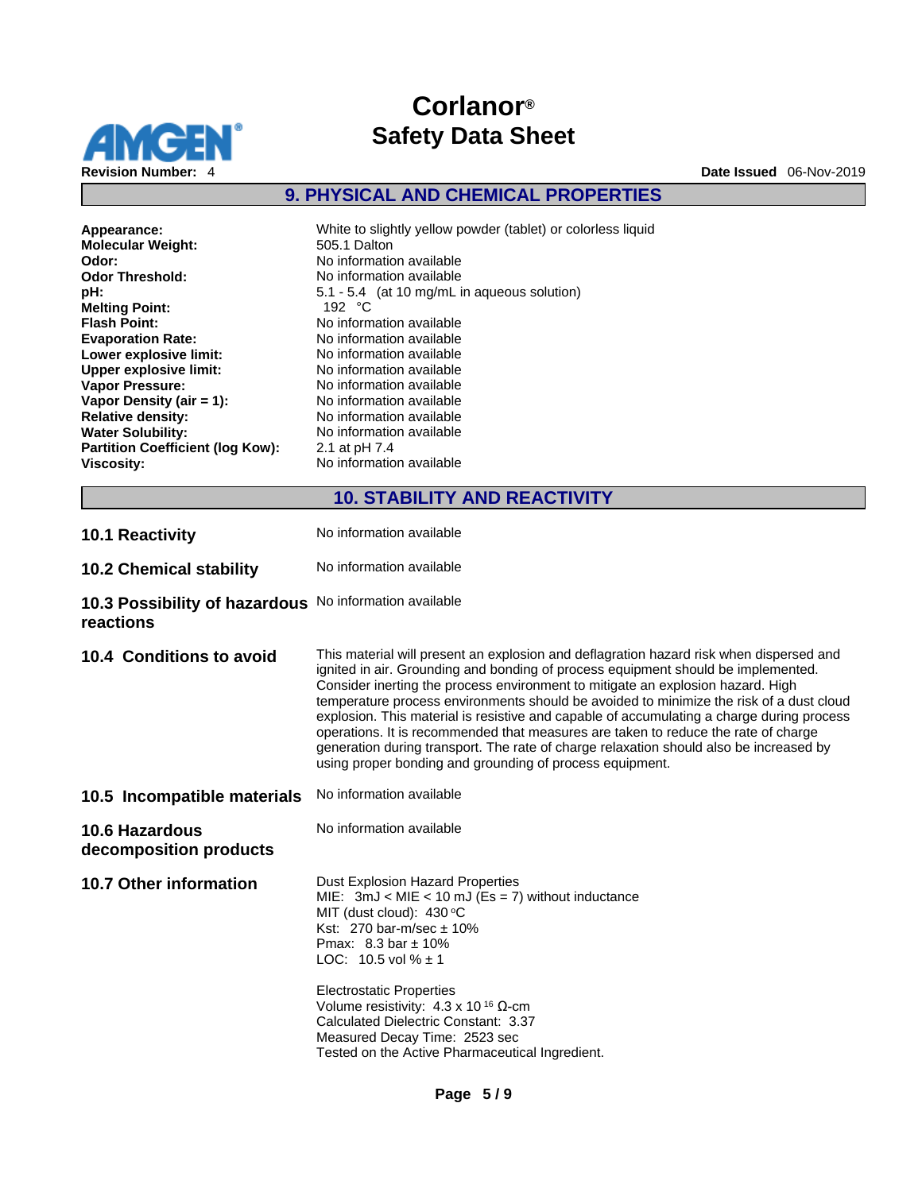## 9. PHYSICAL AND CHEMICAL PROPERTIES

| | |
|---|---|
| **Appearance:** | White to slightly yellow powder (tablet) or colorless liquid |
| **Molecular Weight:** | 505.1 Dalton |
| **Odor:** | No information available |
| **Odor Threshold:** | No information available |
| **pH:** | 5.1 - 5.4 (at 10 mg/mL in aqueous solution) |
| **Melting Point:** | 192 °C |
| **Flash Point:** | No information available |
| **Evaporation Rate:** | No information available |
| **Lower explosive limit:** | No information available |
| **Upper explosive limit:** | No information available |
| **Vapor Pressure:** | No information available |
| **Vapor Density (air = 1):** | No information available |
| **Relative density:** | No information available |
| **Water Solubility:** | No information available |
| **Partition Coefficient (log Kow):** | 2.1 at pH 7.4 |
| **Viscosity:** | No information available |

## 10. STABILITY AND REACTIVITY

**10.1 Reactivity**
No information available

**10.2 Chemical stability**
No information available

**10.3 Possibility of hazardous reactions**
No information available

**10.4 Conditions to avoid**
This material will present an explosion and deflagration hazard risk when dispersed and ignited in air. Grounding and bonding of process equipment should be implemented. Consider inerting the process environment to mitigate an explosion hazard. High temperature process environments should be avoided to minimize the risk of a dust cloud explosion. This material is resistive and capable of accumulating a charge during process operations. It is recommended that measures are taken to reduce the rate of charge generation during transport. The rate of charge relaxation should also be increased by using proper bonding and grounding of process equipment.

**10.5 Incompatible materials**
No information available

**10.6 Hazardous decomposition products**
No information available

**10.7 Other information**

Dust Explosion Hazard Properties
MIE: 3mJ < MIE < 10 mJ (Es = 7) without inductance
MIT (dust cloud): 430 °C
Kst: 270 bar-m/sec ± 10%
Pmax: 8.3 bar ± 10%
LOC: 10.5 vol % ± 1

Electrostatic Properties
Volume resistivity: $4.3 \times 10^{16}$ Ω-cm
Calculated Dielectric Constant: 3.37
Measured Decay Time: 2523 sec
Tested on the Active Pharmaceutical Ingredient.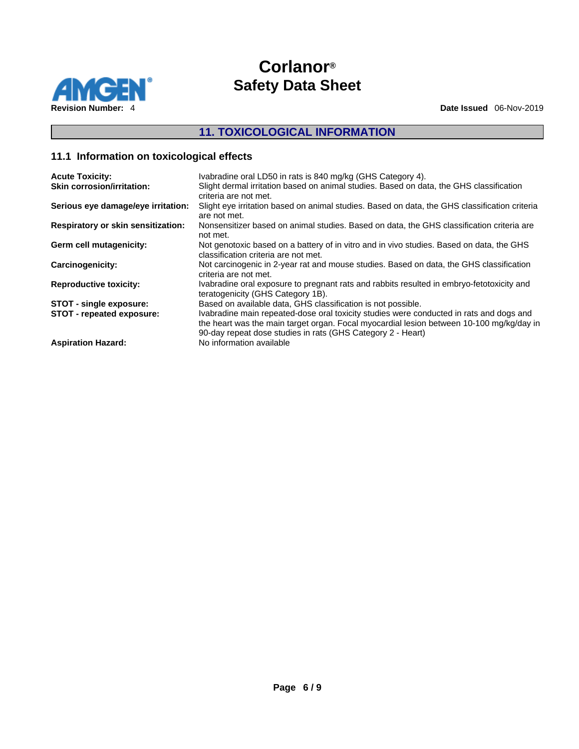## 11. TOXICOLOGICAL INFORMATION

### 11.1 Information on toxicological effects

**Acute Toxicity:** Ivabradine oral LD50 in rats is 840 mg/kg (GHS Category 4).

**Skin corrosion/irritation:** Slight dermal irritation based on animal studies. Based on data, the GHS classification criteria are not met.

**Serious eye damage/eye irritation:** Slight eye irritation based on animal studies. Based on data, the GHS classification criteria are not met.

**Respiratory or skin sensitization:** Nonsensitizer based on animal studies. Based on data, the GHS classification criteria are not met.

**Germ cell mutagenicity:** Not genotoxic based on a battery of in vitro and in vivo studies. Based on data, the GHS classification criteria are not met.

**Carcinogenicity:** Not carcinogenic in 2-year rat and mouse studies. Based on data, the GHS classification criteria are not met.

**Reproductive toxicity:** Ivabradine oral exposure to pregnant rats and rabbits resulted in embryo-fetotoxicity and teratogenicity (GHS Category 1B).

**STOT - single exposure:** Based on available data, GHS classification is not possible.

**STOT - repeated exposure:** Ivabradine main repeated-dose oral toxicity studies were conducted in rats and dogs and the heart was the main target organ. Focal myocardial lesion between 10-100 mg/kg/day in 90-day repeat dose studies in rats (GHS Category 2 - Heart)

**Aspiration Hazard:** No information available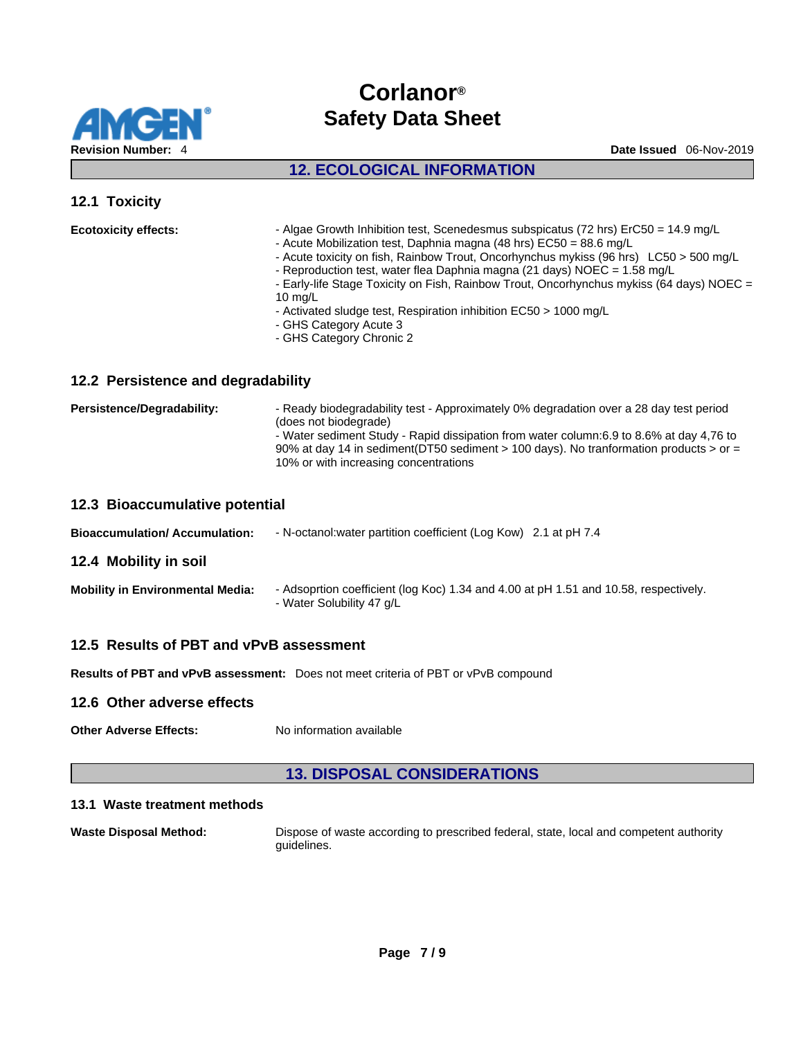## 12. ECOLOGICAL INFORMATION

### 12.1 Toxicity

**Ecotoxicity effects:**

- Algae Growth Inhibition test, Scenedesmus subspicatus (72 hrs) ErC50 = 14.9 mg/L
- Acute Mobilization test, Daphnia magna (48 hrs) EC50 = 88.6 mg/L
- Acute toxicity on fish, Rainbow Trout, Oncorhynchus mykiss (96 hrs)  LC50 > 500 mg/L
- Reproduction test, water flea Daphnia magna (21 days) NOEC = 1.58 mg/L
- Early-life Stage Toxicity on Fish, Rainbow Trout, Oncorhynchus mykiss (64 days) NOEC = 10 mg/L
- Activated sludge test, Respiration inhibition EC50 > 1000 mg/L
- GHS Category Acute 3
- GHS Category Chronic 2

### 12.2 Persistence and degradability

**Persistence/Degradability:**

- Ready biodegradability test - Approximately 0% degradation over a 28 day test period (does not biodegrade)
- Water sediment Study - Rapid dissipation from water column:6.9 to 8.6% at day 4,76 to 90% at day 14 in sediment(DT50 sediment > 100 days). No tranformation products > or = 10% or with increasing concentrations

### 12.3 Bioaccumulative potential

**Bioaccumulation/ Accumulation:** - N-octanol:water partition coefficient (Log Kow)  2.1 at pH 7.4

### 12.4 Mobility in soil

**Mobility in Environmental Media:**

- Adsoprtion coefficient (log Koc) 1.34 and 4.00 at pH 1.51 and 10.58, respectively.
- Water Solubility 47 g/L

### 12.5 Results of PBT and vPvB assessment

**Results of PBT and vPvB assessment:** Does not meet criteria of PBT or vPvB compound

### 12.6 Other adverse effects

**Other Adverse Effects:** No information available

## 13. DISPOSAL CONSIDERATIONS

### 13.1 Waste treatment methods

**Waste Disposal Method:** Dispose of waste according to prescribed federal, state, local and competent authority guidelines.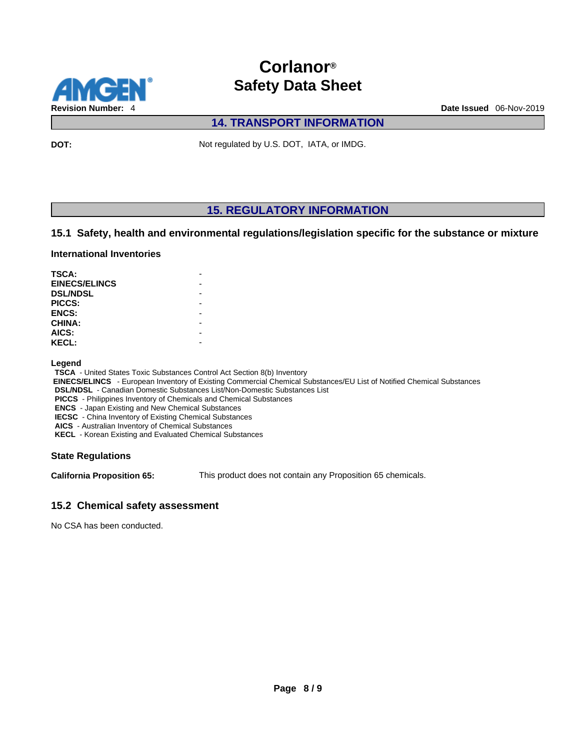## 14. TRANSPORT INFORMATION

**DOT:** Not regulated by U.S. DOT, IATA, or IMDG.

## 15. REGULATORY INFORMATION

### 15.1 Safety, health and environmental regulations/legislation specific for the substance or mixture

#### International Inventories

| | |
|---|---|
| **TSCA:** | - |
| **EINECS/ELINCS** | - |
| **DSL/NDSL** | - |
| **PICCS:** | - |
| **ENCS:** | - |
| **CHINA:** | - |
| **AICS:** | - |
| **KECL:** | - |

**Legend**

**TSCA** - United States Toxic Substances Control Act Section 8(b) Inventory
**EINECS/ELINCS** - European Inventory of Existing Commercial Chemical Substances/EU List of Notified Chemical Substances
**DSL/NDSL** - Canadian Domestic Substances List/Non-Domestic Substances List
**PICCS** - Philippines Inventory of Chemicals and Chemical Substances
**ENCS** - Japan Existing and New Chemical Substances
**IECSC** - China Inventory of Existing Chemical Substances
**AICS** - Australian Inventory of Chemical Substances
**KECL** - Korean Existing and Evaluated Chemical Substances

#### State Regulations

**California Proposition 65:** This product does not contain any Proposition 65 chemicals.

### 15.2 Chemical safety assessment

No CSA has been conducted.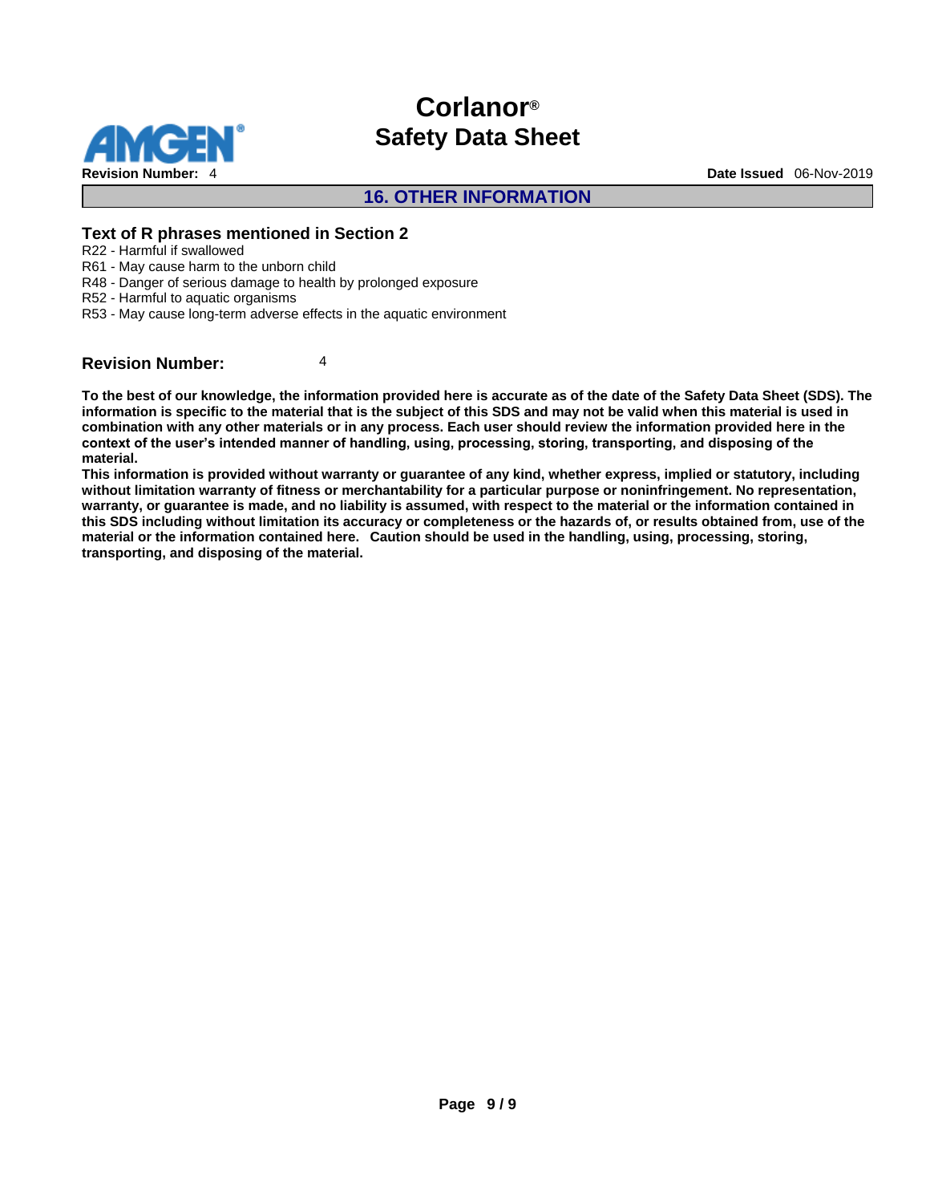## 16. OTHER INFORMATION

### Text of R phrases mentioned in Section 2

R22 - Harmful if swallowed
R61 - May cause harm to the unborn child
R48 - Danger of serious damage to health by prolonged exposure
R52 - Harmful to aquatic organisms
R53 - May cause long-term adverse effects in the aquatic environment

**Revision Number:** 4

**To the best of our knowledge, the information provided here is accurate as of the date of the Safety Data Sheet (SDS). The information is specific to the material that is the subject of this SDS and may not be valid when this material is used in combination with any other materials or in any process. Each user should review the information provided here in the context of the user's intended manner of handling, using, processing, storing, transporting, and disposing of the material.**
**This information is provided without warranty or guarantee of any kind, whether express, implied or statutory, including without limitation warranty of fitness or merchantability for a particular purpose or noninfringement. No representation, warranty, or guarantee is made, and no liability is assumed, with respect to the material or the information contained in this SDS including without limitation its accuracy or completeness or the hazards of, or results obtained from, use of the material or the information contained here. Caution should be used in the handling, using, processing, storing, transporting, and disposing of the material.**